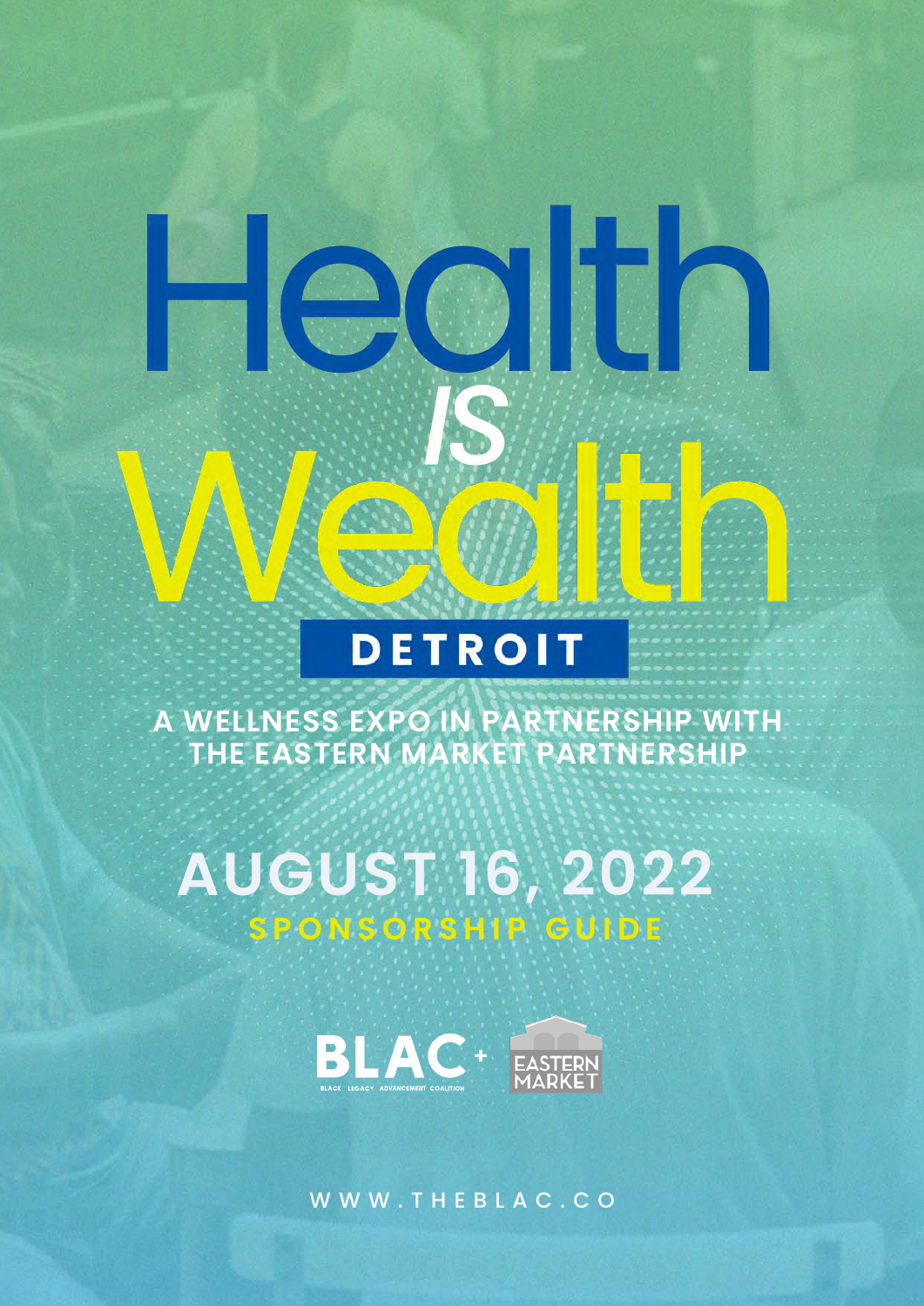# Health *IS* Wealth

## DETROIT

**A WELLNESS EXPO IN PARTNERSHIP WITH THE EASTERN MARKET PARTNERSHIP**

## AUGUST 16, 2022

### SPONSORSHIP GUIDE

BLAC+ BLACK LEGACY ADVANCEMENT COALITION

EASTERN MARKET

WWW.THEBLAC.CO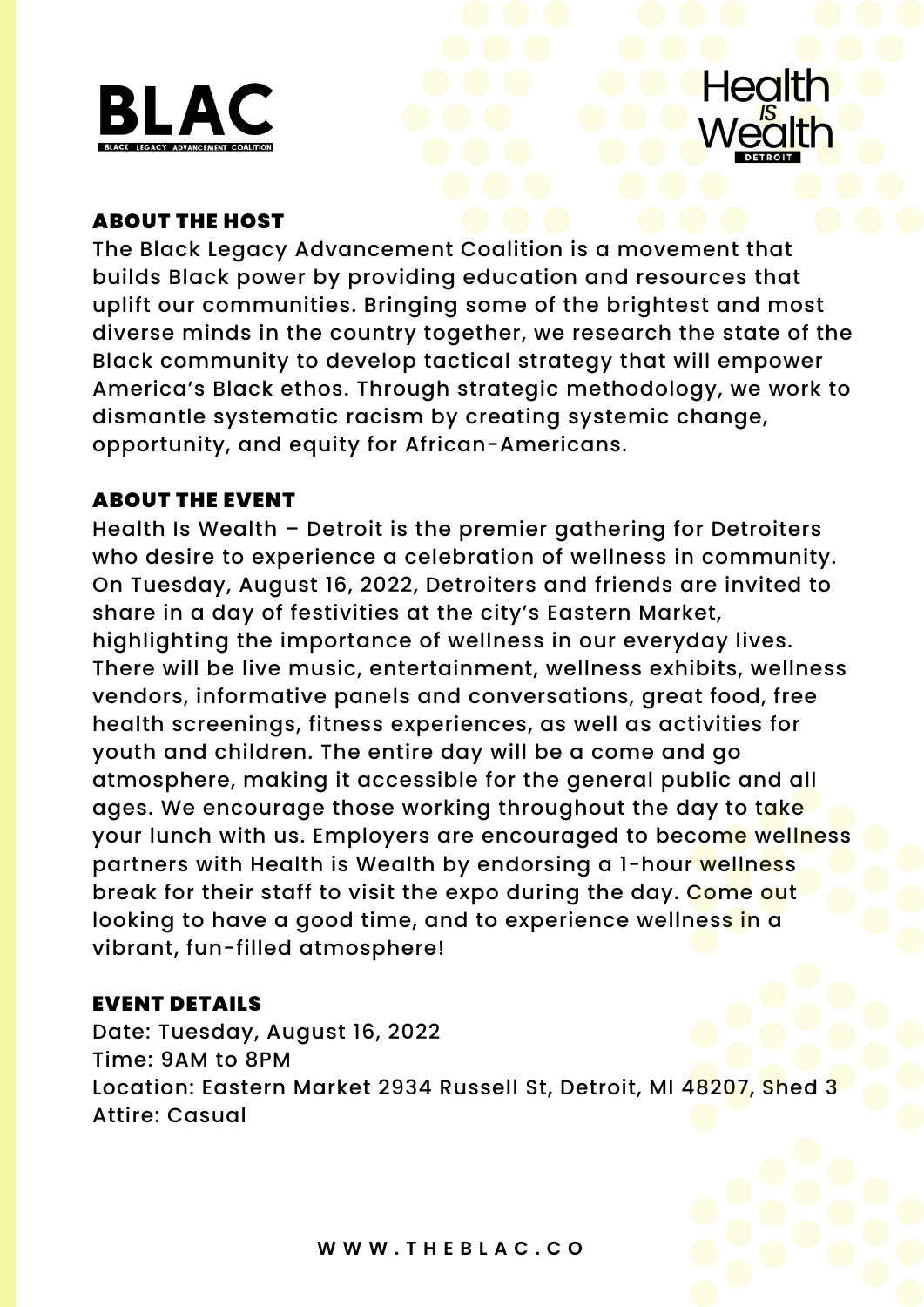BLAC

BLACK LEGACY ADVANCEMENT COALITION

Health IS Wealth

DETROIT

## ABOUT THE HOST

The Black Legacy Advancement Coalition is a movement that builds Black power by providing education and resources that uplift our communities. Bringing some of the brightest and most diverse minds in the country together, we research the state of the Black community to develop tactical strategy that will empower America's Black ethos. Through strategic methodology, we work to dismantle systematic racism by creating systemic change, opportunity, and equity for African-Americans.

## ABOUT THE EVENT

Health Is Wealth – Detroit is the premier gathering for Detroiters who desire to experience a celebration of wellness in community. On Tuesday, August 16, 2022, Detroiters and friends are invited to share in a day of festivities at the city's Eastern Market, highlighting the importance of wellness in our everyday lives. There will be live music, entertainment, wellness exhibits, wellness vendors, informative panels and conversations, great food, free health screenings, fitness experiences, as well as activities for youth and children. The entire day will be a come and go atmosphere, making it accessible for the general public and all ages. We encourage those working throughout the day to take your lunch with us. Employers are encouraged to become wellness partners with Health is Wealth by endorsing a 1-hour wellness break for their staff to visit the expo during the day. Come out looking to have a good time, and to experience wellness in a vibrant, fun-filled atmosphere!

## EVENT DETAILS

Date: Tuesday, August 16, 2022
Time: 9AM to 8PM
Location: Eastern Market 2934 Russell St, Detroit, MI 48207, Shed 3
Attire: Casual

WWW.THEBLAC.CO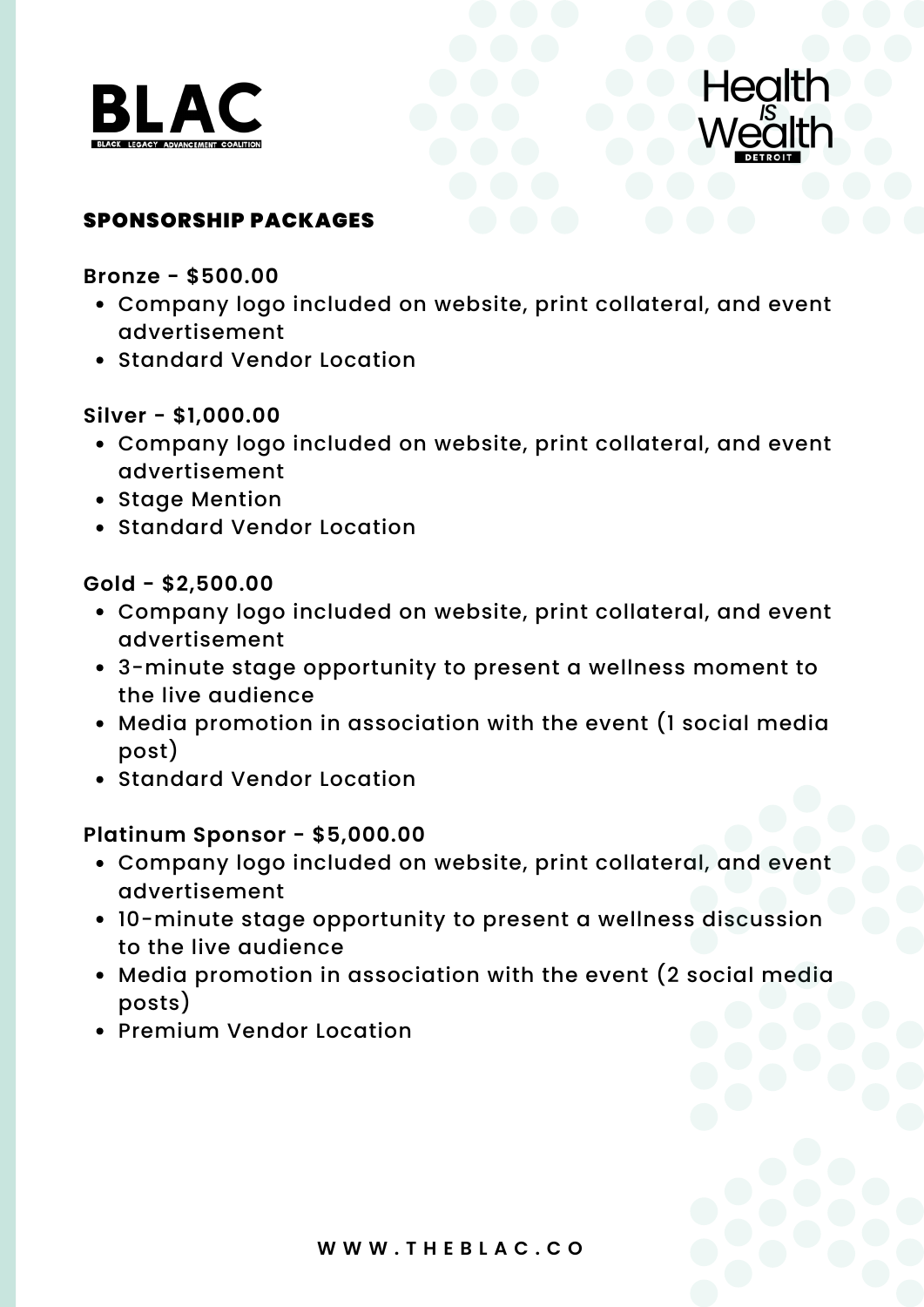BLAC

BLACK LEGACY ADVANCEMENT COALITION

Health IS Wealth DETROIT

## SPONSORSHIP PACKAGES

**Bronze - $500.00**

- Company logo included on website, print collateral, and event advertisement
- Standard Vendor Location

**Silver - $1,000.00**

- Company logo included on website, print collateral, and event advertisement
- Stage Mention
- Standard Vendor Location

**Gold - $2,500.00**

- Company logo included on website, print collateral, and event advertisement
- 3-minute stage opportunity to present a wellness moment to the live audience
- Media promotion in association with the event (1 social media post)
- Standard Vendor Location

**Platinum Sponsor - $5,000.00**

- Company logo included on website, print collateral, and event advertisement
- 10-minute stage opportunity to present a wellness discussion to the live audience
- Media promotion in association with the event (2 social media posts)
- Premium Vendor Location

WWW.THEBLAC.CO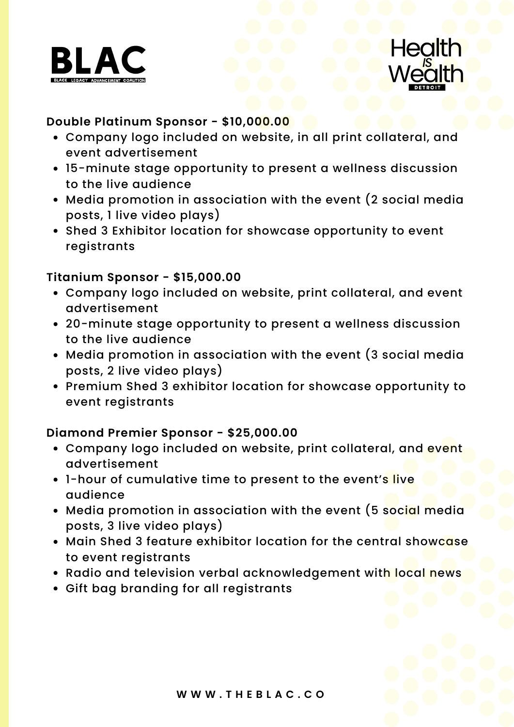**Double Platinum Sponsor - $10,000.00**

- Company logo included on website, in all print collateral, and event advertisement
- 15-minute stage opportunity to present a wellness discussion to the live audience
- Media promotion in association with the event (2 social media posts, 1 live video plays)
- Shed 3 Exhibitor location for showcase opportunity to event registrants

**Titanium Sponsor - $15,000.00**

- Company logo included on website, print collateral, and event advertisement
- 20-minute stage opportunity to present a wellness discussion to the live audience
- Media promotion in association with the event (3 social media posts, 2 live video plays)
- Premium Shed 3 exhibitor location for showcase opportunity to event registrants

**Diamond Premier Sponsor - $25,000.00**

- Company logo included on website, print collateral, and event advertisement
- 1-hour of cumulative time to present to the event's live audience
- Media promotion in association with the event (5 social media posts, 3 live video plays)
- Main Shed 3 feature exhibitor location for the central showcase to event registrants
- Radio and television verbal acknowledgement with local news
- Gift bag branding for all registrants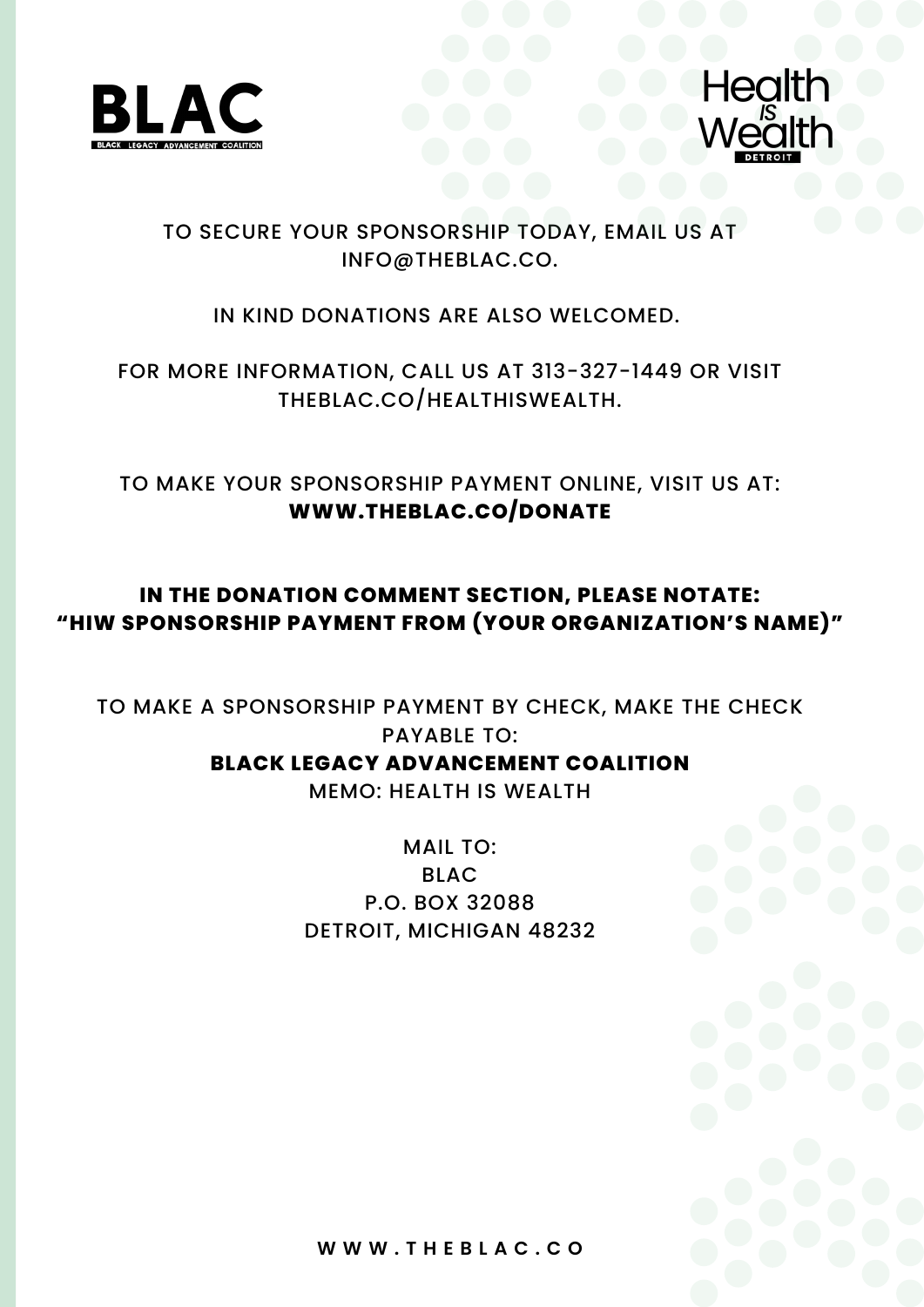BLAC

BLACK LEGACY ADVANCEMENT COALITION

Health IS Wealth DETROIT

TO SECURE YOUR SPONSORSHIP TODAY, EMAIL US AT INFO@THEBLAC.CO.

IN KIND DONATIONS ARE ALSO WELCOMED.

FOR MORE INFORMATION, CALL US AT 313-327-1449 OR VISIT THEBLAC.CO/HEALTHISWEALTH.

TO MAKE YOUR SPONSORSHIP PAYMENT ONLINE, VISIT US AT:
**WWW.THEBLAC.CO/DONATE**

**IN THE DONATION COMMENT SECTION, PLEASE NOTATE: "HIW SPONSORSHIP PAYMENT FROM (YOUR ORGANIZATION'S NAME)"**

TO MAKE A SPONSORSHIP PAYMENT BY CHECK, MAKE THE CHECK PAYABLE TO:
**BLACK LEGACY ADVANCEMENT COALITION**
MEMO: HEALTH IS WEALTH

MAIL TO:
BLAC
P.O. BOX 32088
DETROIT, MICHIGAN 48232

WWW.THEBLAC.CO